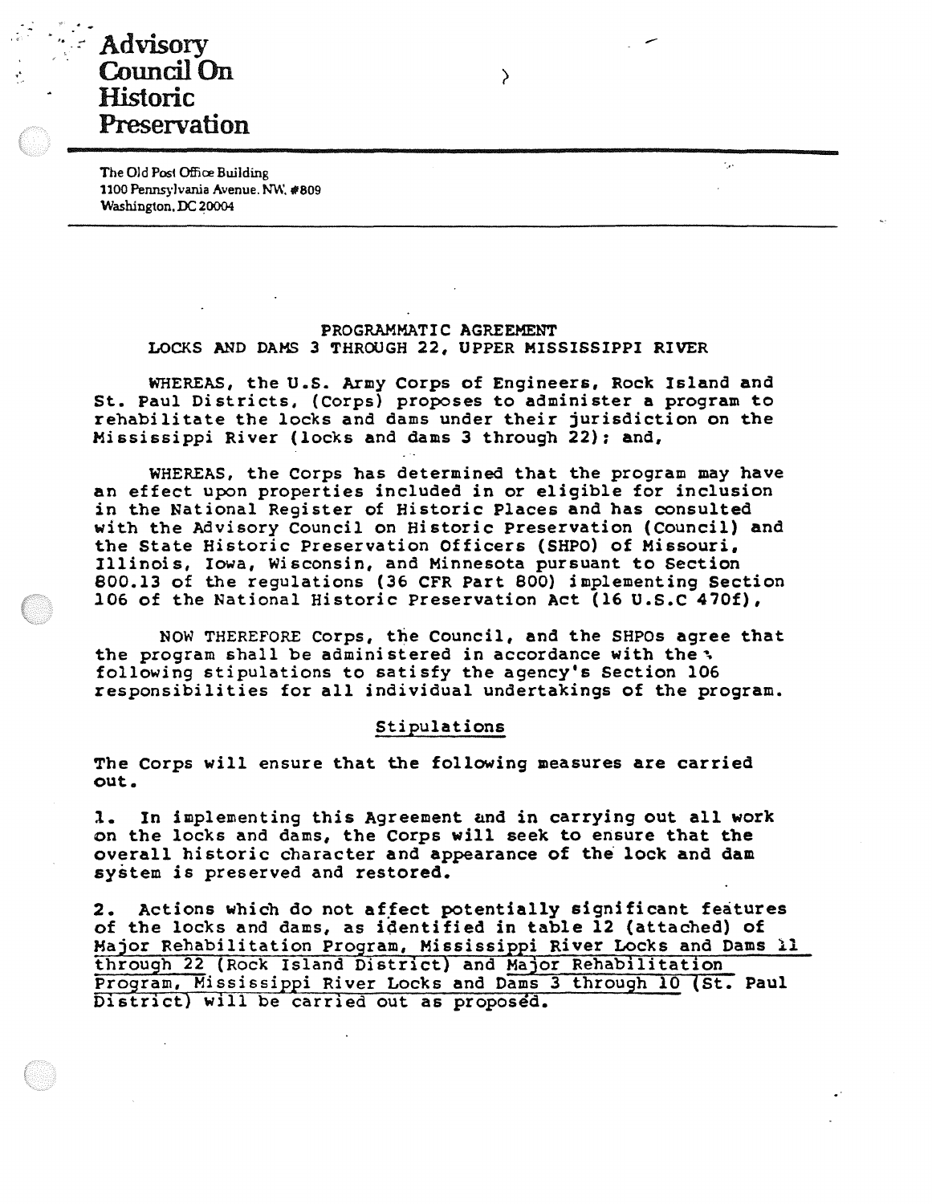**Advisory Council On Historic Preservation**

The Old Post Office Building
1100 Pennsylvania Avenue. NW, #809
Washington, DC 20004

---

PROGRAMMATIC AGREEMENT
LOCKS AND DAMS 3 THROUGH 22, UPPER MISSISSIPPI RIVER

WHEREAS, the U.S. Army Corps of Engineers, Rock Island and St. Paul Districts, (Corps) proposes to administer a program to rehabilitate the locks and dams under their jurisdiction on the Mississippi River (locks and dams 3 through 22); and,

WHEREAS, the Corps has determined that the program may have an effect upon properties included in or eligible for inclusion in the National Register of Historic Places and has consulted with the Advisory Council on Historic Preservation (Council) and the State Historic Preservation Officers (SHPO) of Missouri, Illinois, Iowa, Wisconsin, and Minnesota pursuant to Section 800.13 of the regulations (36 CFR Part 800) implementing Section 106 of the National Historic Preservation Act (16 U.S.C 470f),

NOW THEREFORE Corps, the Council, and the SHPOs agree that the program shall be administered in accordance with the following stipulations to satisfy the agency's Section 106 responsibilities for all individual undertakings of the program.

## Stipulations

The Corps will ensure that the following measures are carried out.

1. In implementing this Agreement and in carrying out all work on the locks and dams, the Corps will seek to ensure that the overall historic character and appearance of the lock and dam system is preserved and restored.

2. Actions which do not affect potentially significant features of the locks and dams, as identified in table 12 (attached) of Major Rehabilitation Program, Mississippi River Locks and Dams 11 through 22 (Rock Island District) and Major Rehabilitation Program, Mississippi River Locks and Dams 3 through 10 (St. Paul District) will be carried out as proposed.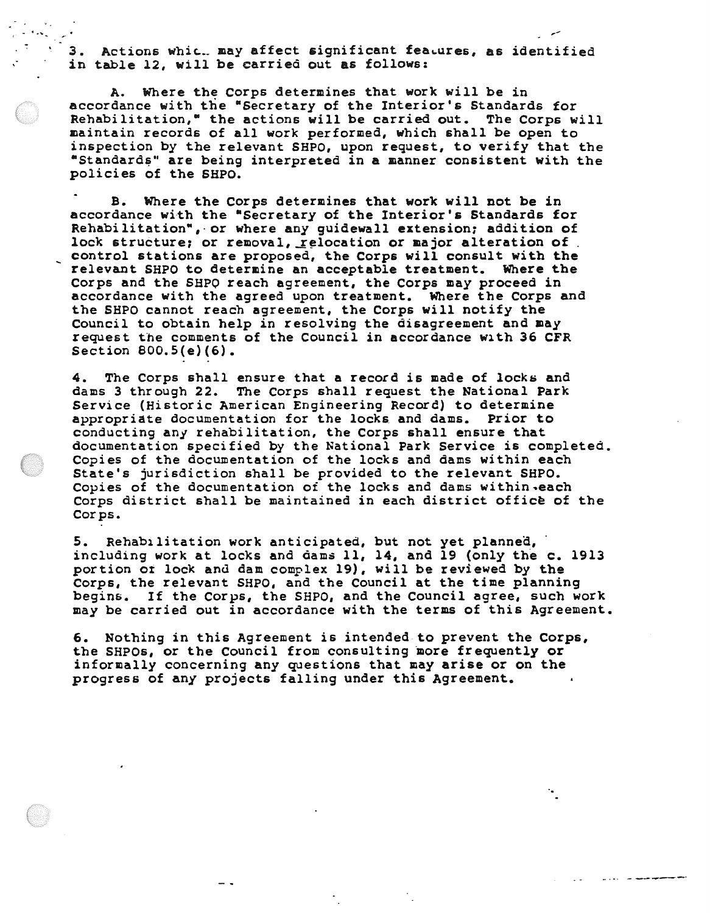3. Actions which may affect significant features, as identified in table 12, will be carried out as follows:

A. Where the Corps determines that work will be in accordance with the "Secretary of the Interior's Standards for Rehabilitation," the actions will be carried out. The Corps will maintain records of all work performed, which shall be open to inspection by the relevant SHPO, upon request, to verify that the "Standards" are being interpreted in a manner consistent with the policies of the SHPO.

B. Where the Corps determines that work will not be in accordance with the "Secretary of the Interior's Standards for Rehabilitation", or where any guidewall extension; addition of lock structure; or removal, relocation or major alteration of control stations are proposed, the Corps will consult with the relevant SHPO to determine an acceptable treatment. Where the Corps and the SHPO reach agreement, the Corps may proceed in accordance with the agreed upon treatment. Where the Corps and the SHPO cannot reach agreement, the Corps will notify the Council to obtain help in resolving the disagreement and may request the comments of the Council in accordance with 36 CFR Section 800.5(e)(6).

4. The Corps shall ensure that a record is made of locks and dams 3 through 22. The Corps shall request the National Park Service (Historic American Engineering Record) to determine appropriate documentation for the locks and dams. Prior to conducting any rehabilitation, the Corps shall ensure that documentation specified by the National Park Service is completed. Copies of the documentation of the locks and dams within each State's jurisdiction shall be provided to the relevant SHPO. Copies of the documentation of the locks and dams within each Corps district shall be maintained in each district office of the Corps.

5. Rehabilitation work anticipated, but not yet planned, including work at locks and dams 11, 14, and 19 (only the c. 1913 portion of lock and dam complex 19), will be reviewed by the Corps, the relevant SHPO, and the Council at the time planning begins. If the Corps, the SHPO, and the Council agree, such work may be carried out in accordance with the terms of this Agreement.

6. Nothing in this Agreement is intended to prevent the Corps, the SHPOs, or the Council from consulting more frequently or informally concerning any questions that may arise or on the progress of any projects falling under this Agreement.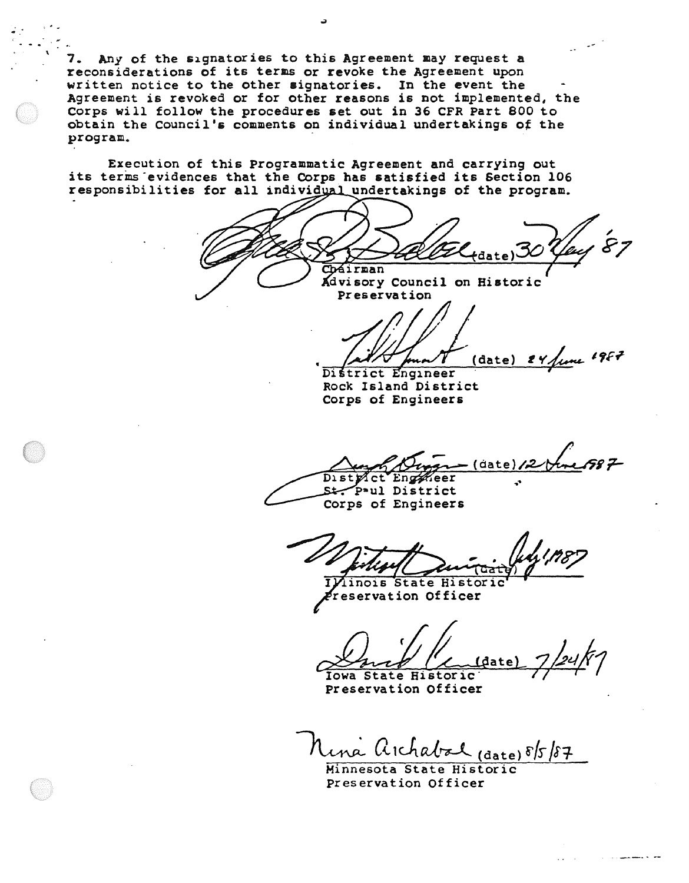7. Any of the signatories to this Agreement may request a reconsiderations of its terms or revoke the Agreement upon written notice to the other signatories. In the event the Agreement is revoked or for other reasons is not implemented, the Corps will follow the procedures set out in 36 CFR Part 800 to obtain the Council's comments on individual undertakings of the program.

Execution of this Programmatic Agreement and carrying out its terms evidences that the Corps has satisfied its Section 106 responsibilities for all individual undertakings of the program.

(date) 30 May '87
Chairman
Advisory Council on Historic Preservation

(date) 24 June 1987
District Engineer
Rock Island District
Corps of Engineers

(date) 12 June 1987
District Engineer
St. Paul District
Corps of Engineers

(date) July 1, 1987
Illinois State Historic Preservation Officer

(date) 7/24/87
Iowa State Historic Preservation Officer

Nina Archabal (date) 8/5/87
Minnesota State Historic Preservation Officer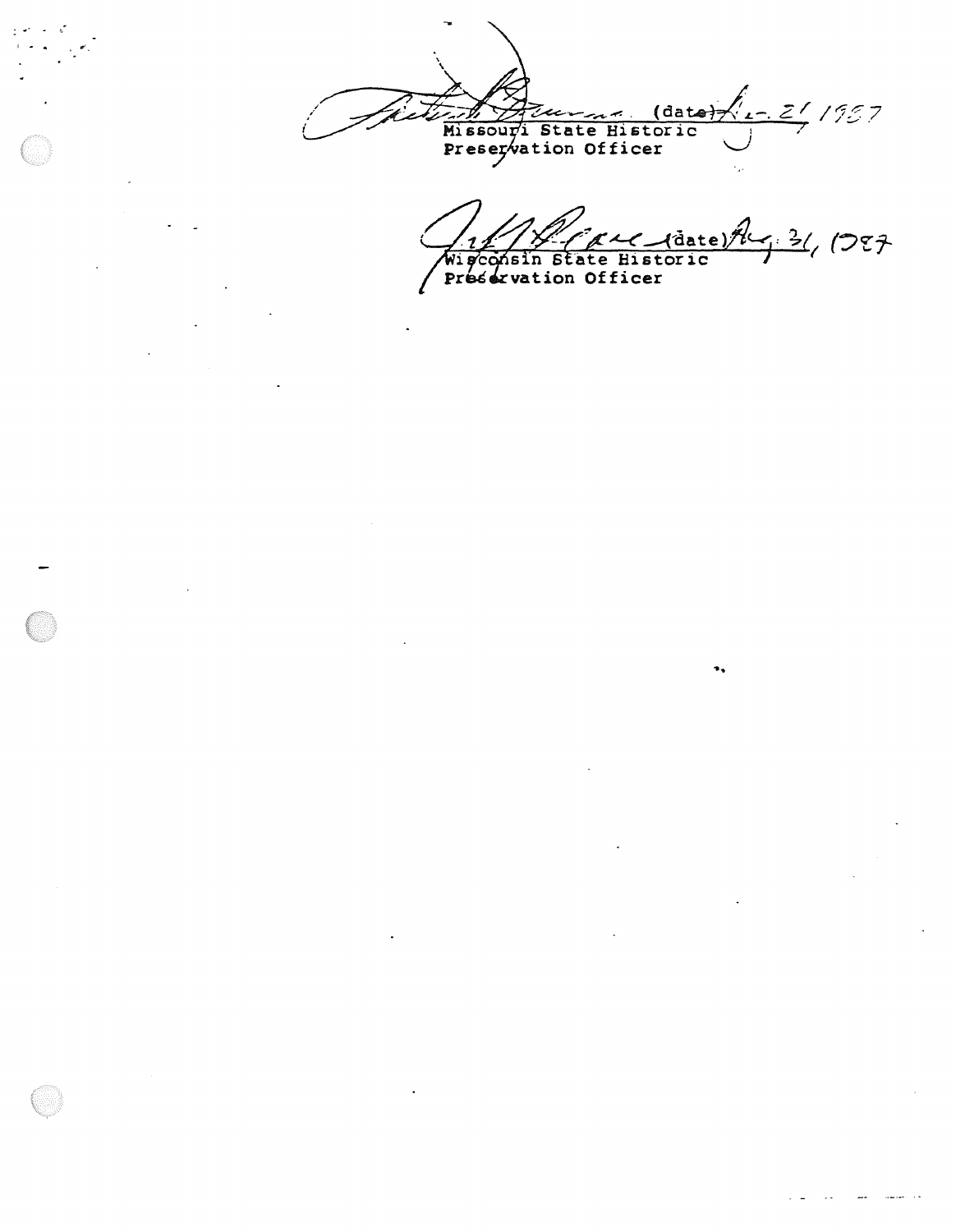_______________ (date) Aug. 21, 1987
Missouri State Historic
Preservation Officer

_______________ (date) Aug. 31, 1987
Wisconsin State Historic
Preservation Officer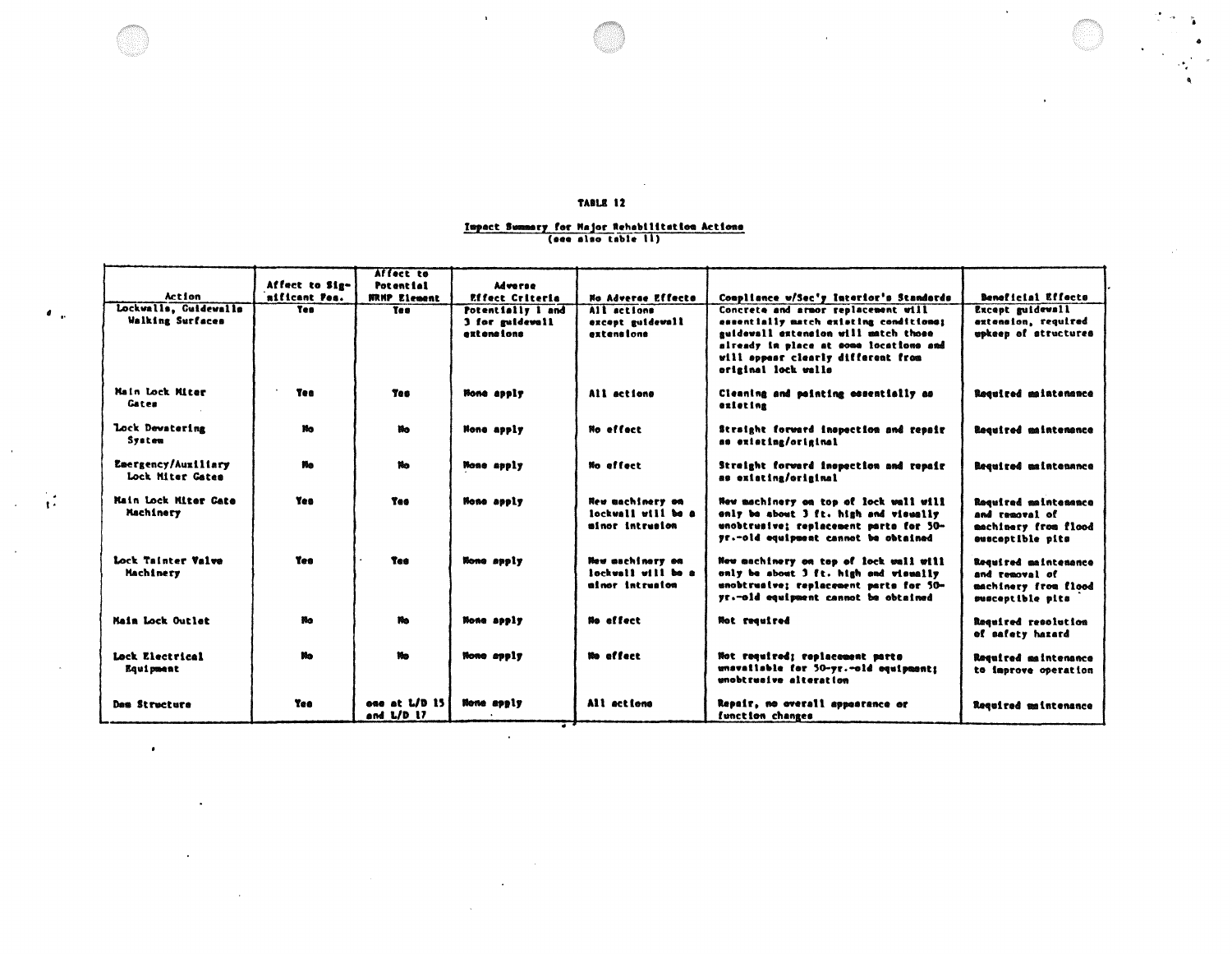TABLE 12

Impact Summary for Major Rehabilitation Actions
(see also table 11)

| Action | Affect to Significant Fea. | Affect to Potential NRHP Element | Adverse Effect Criteria | No Adverse Effects | Compliance w/Sec'y Interior's Standards | Beneficial Effects |
|---|---|---|---|---|---|---|
| Lockwalls, Guidewalls Walking Surfaces | Yes | Yes | Potentially 1 and 3 for guidewall extensions | All actions except guidewall extensions | Concrete and armor replacement will essentially match existing conditions; guidewall extension will match those already in place at some locations and will appear clearly different from original lock walls | Except guidewall extension, required upkeep of structures |
| Main Lock Miter Gates | Yes | Yes | None apply | All actions | Cleaning and painting essentially as existing | Required maintenance |
| Lock Dewatering System | No | No | None apply | No effect | Straight forward inspection and repair as existing/original | Required maintenance |
| Emergency/Auxiliary Lock Miter Gates | No | No | None apply | No effect | Straight forward inspection and repair as existing/original | Required maintenance |
| Main Lock Miter Gate Machinery | Yes | Yes | None apply | New machinery on lockwall will be a minor intrusion | New machinery on top of lock wall will only be about 3 ft. high and visually unobtrusive; replacement parts for 50-yr.-old equipment cannot be obtained | Required maintenance and removal of machinery from flood susceptible pits |
| Lock Tainter Valve Machinery | Yes | Yes | None apply | New machinery on lockwall will be a minor intrusion | New machinery on top of lock wall will only be about 3 ft. high and visually unobtrusive; replacement parts for 50-yr.-old equipment cannot be obtained | Required maintenance and removal of machinery from flood susceptible pits |
| Main Lock Outlet | No | No | None apply | No effect | Not required | Required resolution of safety hazard |
| Lock Electrical Equipment | No | No | None apply | No effect | Not required; replacement parts unavailable for 50-yr.-old equipment; unobtrusive alteration | Required maintenance to improve operation |
| Dam Structure | Yes | one at L/D 15 and L/D 17 | None apply | All actions | Repair, no overall appearance or function changes | Required maintenance |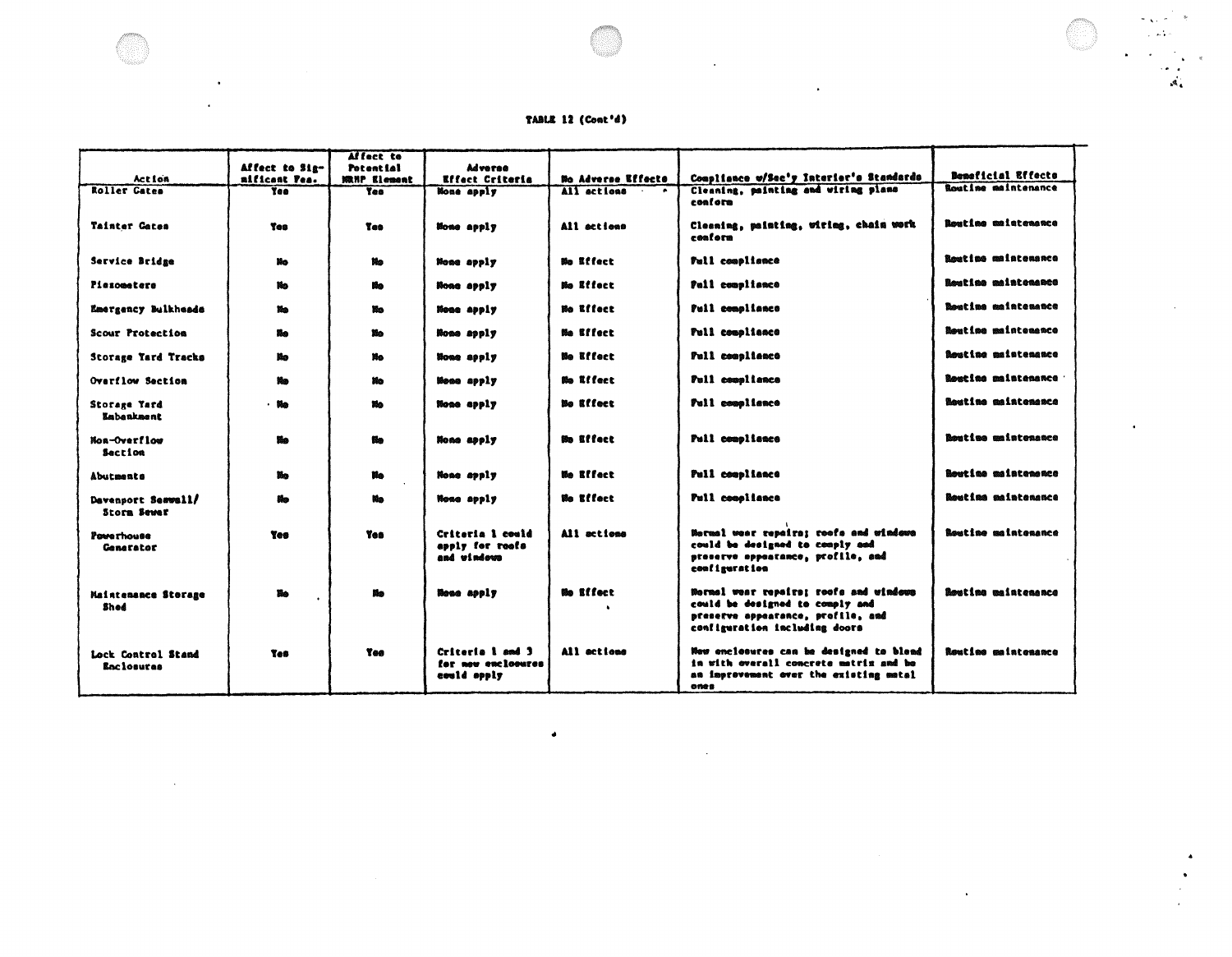TABLE 12 (Cont'd)

| Action | Affect to Significant Fea. | Affect to Potential NRHP Element | Adverse Effect Criteria | No Adverse Effects | Compliance w/Sec'y Interior's Standards | Beneficial Effects |
|---|---|---|---|---|---|---|
| Roller Gates | Yes | Yes | None apply | All actions | Cleaning, painting and wiring plans conform | Routine maintenance |
| Tainter Gates | Yes | Yes | None apply | All actions | Cleaning, painting, wiring, chain work conform | Routine maintenance |
| Service Bridge | No | No | None apply | No Effect | Full compliance | Routine maintenance |
| Piezometers | No | No | None apply | No Effect | Full compliance | Routine maintenance |
| Emergency Bulkheads | No | No | None apply | No Effect | Full compliance | Routine maintenance |
| Scour Protection | No | No | None apply | No Effect | Full compliance | Routine maintenance |
| Storage Yard Tracks | No | No | None apply | No Effect | Full compliance | Routine maintenance |
| Overflow Section | No | No | None apply | No Effect | Full compliance | Routine maintenance |
| Storage Yard Embankment | No | No | None apply | No Effect | Full compliance | Routine maintenance |
| Non-Overflow Section | No | No | None apply | No Effect | Full compliance | Routine maintenance |
| Abutments | No | No | None apply | No Effect | Full compliance | Routine maintenance |
| Davenport Seawall/ Storm Sewer | No | No | None apply | No Effect | Full compliance | Routine maintenance |
| Powerhouse Generator | Yes | Yes | Criteria 1 could apply for roofs and windows | All actions | Normal wear repairs; roofs and windows could be designed to comply and preserve appearance, profile, and configuration | Routine maintenance |
| Maintenance Storage Shed | No | No | None apply | No Effect | Normal wear repairs; roofs and windows could be designed to comply and preserve appearance, profile, and configuration including doors | Routine maintenance |
| Lock Control Stand Enclosures | Yes | Yes | Criteria 1 and 3 for new enclosures could apply | All actions | New enclosures can be designed to blend in with overall concrete matrix and be an improvement over the existing metal ones | Routine maintenance |